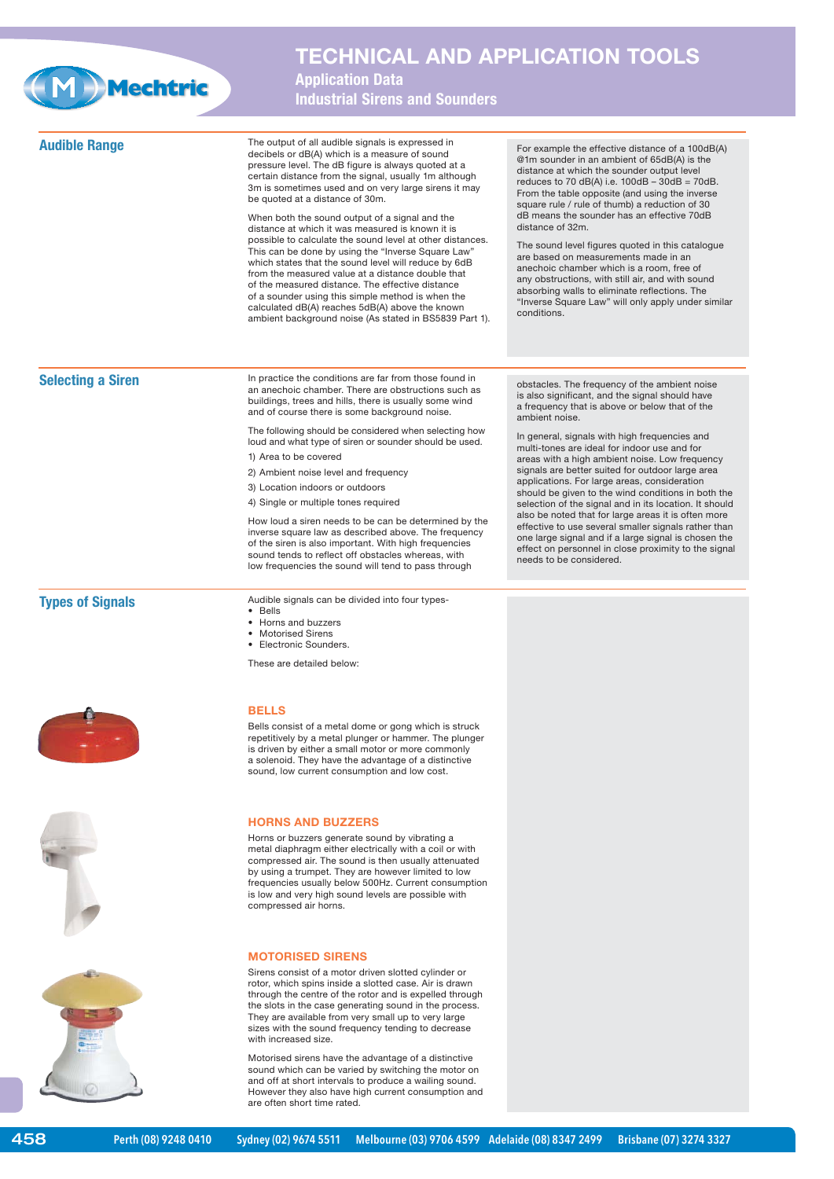# TECHNICAL AND APPLICATION TOOLS

## Application Data

## Industrial Sirens and Sounders

### Audible Range

The output of all audible signals is expressed in decibels or dB(A) which is a measure of sound pressure level. The dB figure is always quoted at a certain distance from the signal, usually 1m although 3m is sometimes used and on very large sirens it may be quoted at a distance of 30m.

When both the sound output of a signal and the distance at which it was measured is known it is possible to calculate the sound level at other distances. This can be done by using the "Inverse Square Law" which states that the sound level will reduce by 6dB from the measured value at a distance double that of the measured distance. The effective distance of a sounder using this simple method is when the calculated dB(A) reaches 5dB(A) above the known ambient background noise (As stated in BS5839 Part 1).

For example the effective distance of a 100dB(A) @1m sounder in an ambient of 65dB(A) is the distance at which the sounder output level reduces to 70 dB(A) i.e. 100dB – 30dB = 70dB. From the table opposite (and using the inverse square rule / rule of thumb) a reduction of 30 dB means the sounder has an effective 70dB distance of 32m.

The sound level figures quoted in this catalogue are based on measurements made in an anechoic chamber which is a room, free of any obstructions, with still air, and with sound absorbing walls to eliminate reflections. The "Inverse Square Law" will only apply under similar conditions.

### Selecting a Siren

In practice the conditions are far from those found in an anechoic chamber. There are obstructions such as buildings, trees and hills, there is usually some wind and of course there is some background noise.

The following should be considered when selecting how loud and what type of siren or sounder should be used.

1) Area to be covered

2) Ambient noise level and frequency

3) Location indoors or outdoors

4) Single or multiple tones required

How loud a siren needs to be can be determined by the inverse square law as described above. The frequency of the siren is also important. With high frequencies sound tends to reflect off obstacles whereas, with low frequencies the sound will tend to pass through obstacles. The frequency of the ambient noise is also significant, and the signal should have a frequency that is above or below that of the ambient noise.

In general, signals with high frequencies and multi-tones are ideal for indoor use and for areas with a high ambient noise. Low frequency signals are better suited for outdoor large area applications. For large areas, consideration should be given to the wind conditions in both the selection of the signal and in its location. It should also be noted that for large areas it is often more effective to use several smaller signals rather than one large signal and if a large signal is chosen the effect on personnel in close proximity to the signal needs to be considered.

### Types of Signals

Audible signals can be divided into four types-

- Bells
- Horns and buzzers
- Motorised Sirens
- Electronic Sounders.

These are detailed below:

#### BELLS

Bells consist of a metal dome or gong which is struck repetitively by a metal plunger or hammer. The plunger is driven by either a small motor or more commonly a solenoid. They have the advantage of a distinctive sound, low current consumption and low cost.

#### HORNS AND BUZZERS

Horns or buzzers generate sound by vibrating a metal diaphragm either electrically with a coil or with compressed air. The sound is then usually attenuated by using a trumpet. They are however limited to low frequencies usually below 500Hz. Current consumption is low and very high sound levels are possible with compressed air horns.

#### MOTORISED SIRENS

Sirens consist of a motor driven slotted cylinder or rotor, which spins inside a slotted case. Air is drawn through the centre of the rotor and is expelled through the slots in the case generating sound in the process. They are available from very small up to very large sizes with the sound frequency tending to decrease with increased size.

Motorised sirens have the advantage of a distinctive sound which can be varied by switching the motor on and off at short intervals to produce a wailing sound. However they also have high current consumption and are often short time rated.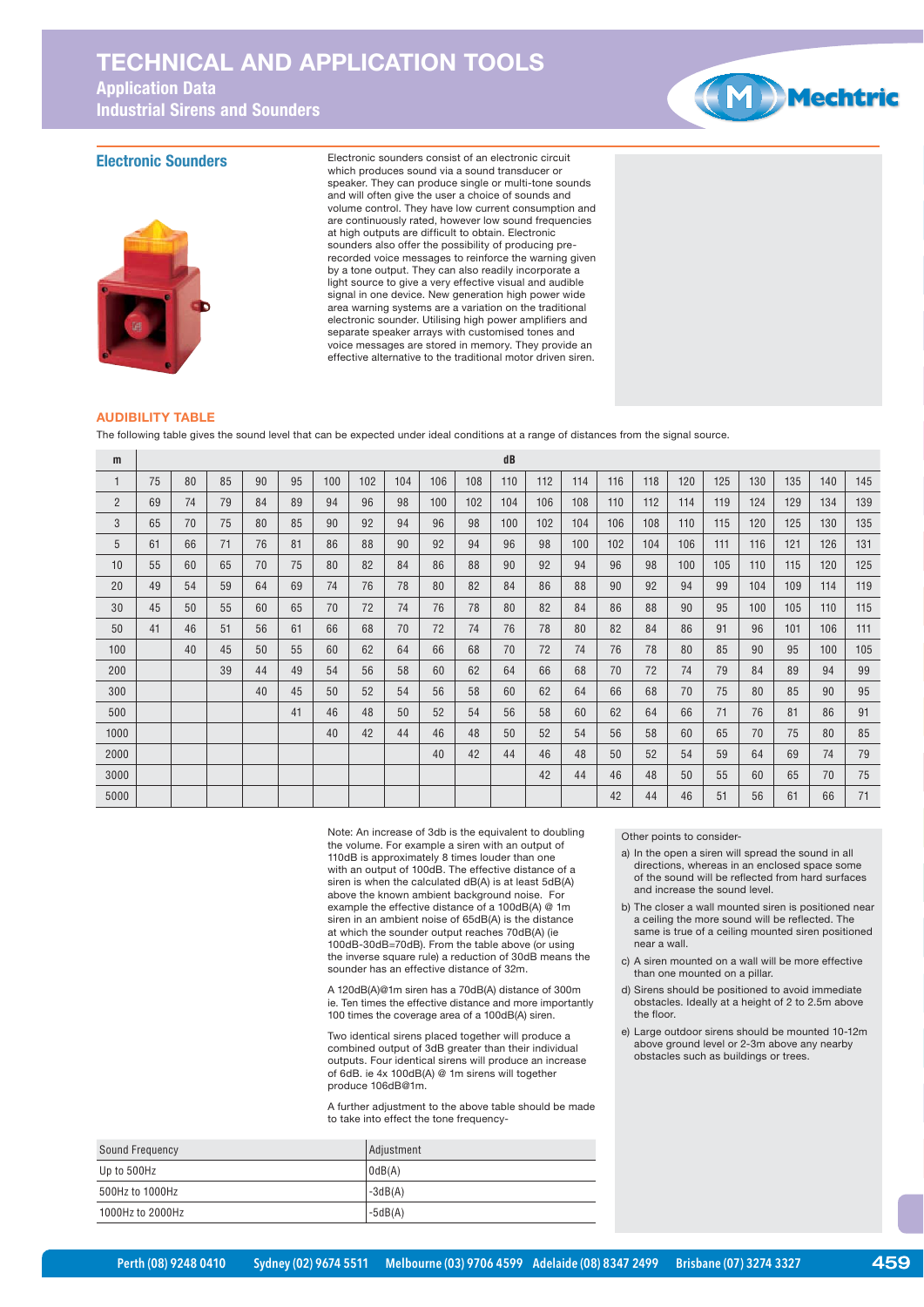# TECHNICAL AND APPLICATION TOOLS

## Application Data

## Industrial Sirens and Sounders

### Electronic Sounders

Electronic sounders consist of an electronic circuit which produces sound via a sound transducer or speaker. They can produce single or multi-tone sounds and will often give the user a choice of sounds and volume control. They have low current consumption and are continuously rated, however low sound frequencies at high outputs are difficult to obtain. Electronic sounders also offer the possibility of producing pre-recorded voice messages to reinforce the warning given by a tone output. They can also readily incorporate a light source to give a very effective visual and audible signal in one device. New generation high power wide area warning systems are a variation on the traditional electronic sounder. Utilising high power amplifiers and separate speaker arrays with customised tones and voice messages are stored in memory. They provide an effective alternative to the traditional motor driven siren.

### AUDIBILITY TABLE

The following table gives the sound level that can be expected under ideal conditions at a range of distances from the signal source.

| m | dB | | | | | | | | | | | | | | | | | | | | |
|---|---|---|---|---|---|---|---|---|---|---|---|---|---|---|---|---|---|---|---|---|---|
| 1 | 75 | 80 | 85 | 90 | 95 | 100 | 102 | 104 | 106 | 108 | 110 | 112 | 114 | 116 | 118 | 120 | 125 | 130 | 135 | 140 | 145 |
| 2 | 69 | 74 | 79 | 84 | 89 | 94 | 96 | 98 | 100 | 102 | 104 | 106 | 108 | 110 | 112 | 114 | 119 | 124 | 129 | 134 | 139 |
| 3 | 65 | 70 | 75 | 80 | 85 | 90 | 92 | 94 | 96 | 98 | 100 | 102 | 104 | 106 | 108 | 110 | 115 | 120 | 125 | 130 | 135 |
| 5 | 61 | 66 | 71 | 76 | 81 | 86 | 88 | 90 | 92 | 94 | 96 | 98 | 100 | 102 | 104 | 106 | 111 | 116 | 121 | 126 | 131 |
| 10 | 55 | 60 | 65 | 70 | 75 | 80 | 82 | 84 | 86 | 88 | 90 | 92 | 94 | 96 | 98 | 100 | 105 | 110 | 115 | 120 | 125 |
| 20 | 49 | 54 | 59 | 64 | 69 | 74 | 76 | 78 | 80 | 82 | 84 | 86 | 88 | 90 | 92 | 94 | 99 | 104 | 109 | 114 | 119 |
| 30 | 45 | 50 | 55 | 60 | 65 | 70 | 72 | 74 | 76 | 78 | 80 | 82 | 84 | 86 | 88 | 90 | 95 | 100 | 105 | 110 | 115 |
| 50 | 41 | 46 | 51 | 56 | 61 | 66 | 68 | 70 | 72 | 74 | 76 | 78 | 80 | 82 | 84 | 86 | 91 | 96 | 101 | 106 | 111 |
| 100 | | 40 | 45 | 50 | 55 | 60 | 62 | 64 | 66 | 68 | 70 | 72 | 74 | 76 | 78 | 80 | 85 | 90 | 95 | 100 | 105 |
| 200 | | | 39 | 44 | 49 | 54 | 56 | 58 | 60 | 62 | 64 | 66 | 68 | 70 | 72 | 74 | 79 | 84 | 89 | 94 | 99 |
| 300 | | | | 40 | 45 | 50 | 52 | 54 | 56 | 58 | 60 | 62 | 64 | 66 | 68 | 70 | 75 | 80 | 85 | 90 | 95 |
| 500 | | | | | 41 | 46 | 48 | 50 | 52 | 54 | 56 | 58 | 60 | 62 | 64 | 66 | 71 | 76 | 81 | 86 | 91 |
| 1000 | | | | | | 40 | 42 | 44 | 46 | 48 | 50 | 52 | 54 | 56 | 58 | 60 | 65 | 70 | 75 | 80 | 85 |
| 2000 | | | | | | | | | 40 | 42 | 44 | 46 | 48 | 50 | 52 | 54 | 59 | 64 | 69 | 74 | 79 |
| 3000 | | | | | | | | | | | | 42 | 44 | 46 | 48 | 50 | 55 | 60 | 65 | 70 | 75 |
| 5000 | | | | | | | | | | | | | | 42 | 44 | 46 | 51 | 56 | 61 | 66 | 71 |

Note: An increase of 3db is the equivalent to doubling the volume. For example a siren with an output of 110dB is approximately 8 times louder than one with an output of 100dB. The effective distance of a siren is when the calculated dB(A) is at least 5dB(A) above the known ambient background noise. For example the effective distance of a 100dB(A) @ 1m siren in an ambient noise of 65dB(A) is the distance at which the sounder output reaches 70dB(A) (ie 100dB-30dB=70dB). From the table above (or using the inverse square rule) a reduction of 30dB means the sounder has an effective distance of 32m.

A 120dB(A)@1m siren has a 70dB(A) distance of 300m ie. Ten times the effective distance and more importantly 100 times the coverage area of a 100dB(A) siren.

Two identical sirens placed together will produce a combined output of 3dB greater than their individual outputs. Four identical sirens will produce an increase of 6dB. ie 4x 100dB(A) @ 1m sirens will together produce 106dB@1m.

A further adjustment to the above table should be made to take into effect the tone frequency-

| Sound Frequency | Adjustment |
|---|---|
| Up to 500Hz | 0dB(A) |
| 500Hz to 1000Hz | -3dB(A) |
| 1000Hz to 2000Hz | -5dB(A) |

Other points to consider-

a) In the open a siren will spread the sound in all directions, whereas in an enclosed space some of the sound will be reflected from hard surfaces and increase the sound level.

b) The closer a wall mounted siren is positioned near a ceiling the more sound will be reflected. The same is true of a ceiling mounted siren positioned near a wall.

c) A siren mounted on a wall will be more effective than one mounted on a pillar.

d) Sirens should be positioned to avoid immediate obstacles. Ideally at a height of 2 to 2.5m above the floor.

e) Large outdoor sirens should be mounted 10-12m above ground level or 2-3m above any nearby obstacles such as buildings or trees.